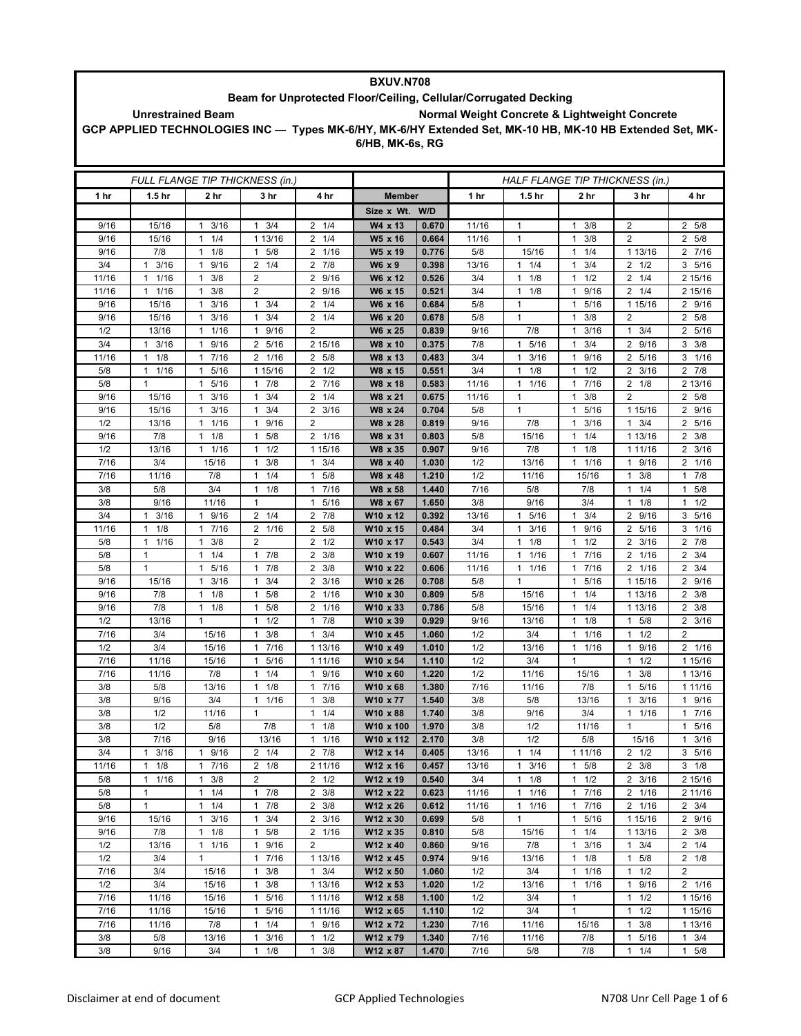**BXUV.N708**

**Beam for Unprotected Floor/Ceiling, Cellular/Corrugated Decking**

**Unrestrained Beam** — **Normal Weight Concrete & Lightweight Concrete**

**GCP APPLIED TECHNOLOGIES INC — Types MK-6/HY, MK-6/HY Extended Set, MK-10 HB, MK-10 HB Extended Set, MK-6/HB, MK-6s, RG**

| FULL FLANGE TIP THICKNESS (in.) | | | | | | | HALF FLANGE TIP THICKNESS (in.) | | | | |
|---|---|---|---|---|---|---|---|---|---|---|---|
| 1 hr | 1.5 hr | 2 hr | 3 hr | 4 hr | Member | | 1 hr | 1.5 hr | 2 hr | 3 hr | 4 hr |
| | | | | | Size x Wt. | W/D | | | | | |
| 9/16 | 15/16 | 1 3/16 | 1 3/4 | 2 1/4 | W4 x 13 | 0.670 | 11/16 | 1 | 1 3/8 | 2 | 2 5/8 |
| 9/16 | 15/16 | 1 1/4 | 1 13/16 | 2 1/4 | W5 x 16 | 0.664 | 11/16 | 1 | 1 3/8 | 2 | 2 5/8 |
| 9/16 | 7/8 | 1 1/8 | 1 5/8 | 2 1/16 | W5 x 19 | 0.776 | 5/8 | 15/16 | 1 1/4 | 1 13/16 | 2 7/16 |
| 3/4 | 1 3/16 | 1 9/16 | 2 1/4 | 2 7/8 | W6 x 9 | 0.398 | 13/16 | 1 1/4 | 1 3/4 | 2 1/2 | 3 5/16 |
| 11/16 | 1 1/16 | 1 3/8 | 2 | 2 9/16 | W6 x 12 | 0.526 | 3/4 | 1 1/8 | 1 1/2 | 2 1/4 | 2 15/16 |
| 11/16 | 1 1/16 | 1 3/8 | 2 | 2 9/16 | W6 x 15 | 0.521 | 3/4 | 1 1/8 | 1 9/16 | 2 1/4 | 2 15/16 |
| 9/16 | 15/16 | 1 3/16 | 1 3/4 | 2 1/4 | W6 x 16 | 0.684 | 5/8 | 1 | 1 5/16 | 1 15/16 | 2 9/16 |
| 9/16 | 15/16 | 1 3/16 | 1 3/4 | 2 1/4 | W6 x 20 | 0.678 | 5/8 | 1 | 1 3/8 | 2 | 2 5/8 |
| 1/2 | 13/16 | 1 1/16 | 1 9/16 | 2 | W6 x 25 | 0.839 | 9/16 | 7/8 | 1 3/16 | 1 3/4 | 2 5/16 |
| 3/4 | 1 3/16 | 1 9/16 | 2 5/16 | 2 15/16 | W8 x 10 | 0.375 | 7/8 | 1 5/16 | 1 3/4 | 2 9/16 | 3 3/8 |
| 11/16 | 1 1/8 | 1 7/16 | 2 1/16 | 2 5/8 | W8 x 13 | 0.483 | 3/4 | 1 3/16 | 1 9/16 | 2 5/16 | 3 1/16 |
| 5/8 | 1 1/16 | 1 5/16 | 1 15/16 | 2 1/2 | W8 x 15 | 0.551 | 3/4 | 1 1/8 | 1 1/2 | 2 3/16 | 2 7/8 |
| 5/8 | 1 | 1 5/16 | 1 7/8 | 2 7/16 | W8 x 18 | 0.583 | 11/16 | 1 1/16 | 1 7/16 | 2 1/8 | 2 13/16 |
| 9/16 | 15/16 | 1 3/16 | 1 3/4 | 2 1/4 | W8 x 21 | 0.675 | 11/16 | 1 | 1 3/8 | 2 | 2 5/8 |
| 9/16 | 15/16 | 1 3/16 | 1 3/4 | 2 3/16 | W8 x 24 | 0.704 | 5/8 | 1 | 1 5/16 | 1 15/16 | 2 9/16 |
| 1/2 | 13/16 | 1 1/16 | 1 9/16 | 2 | W8 x 28 | 0.819 | 9/16 | 7/8 | 1 3/16 | 1 3/4 | 2 5/16 |
| 9/16 | 7/8 | 1 1/8 | 1 5/8 | 2 1/16 | W8 x 31 | 0.803 | 5/8 | 15/16 | 1 1/4 | 1 13/16 | 2 3/8 |
| 1/2 | 13/16 | 1 1/16 | 1 1/2 | 1 15/16 | W8 x 35 | 0.907 | 9/16 | 7/8 | 1 1/8 | 1 11/16 | 2 3/16 |
| 7/16 | 3/4 | 15/16 | 1 3/8 | 1 3/4 | W8 x 40 | 1.030 | 1/2 | 13/16 | 1 1/16 | 1 9/16 | 2 1/16 |
| 7/16 | 11/16 | 7/8 | 1 1/4 | 1 5/8 | W8 x 48 | 1.210 | 1/2 | 11/16 | 15/16 | 1 3/8 | 1 7/8 |
| 3/8 | 5/8 | 3/4 | 1 1/8 | 1 7/16 | W8 x 58 | 1.440 | 7/16 | 5/8 | 7/8 | 1 1/4 | 1 5/8 |
| 3/8 | 9/16 | 11/16 | 1 | 1 5/16 | W8 x 67 | 1.650 | 3/8 | 9/16 | 3/4 | 1 1/8 | 1 1/2 |
| 3/4 | 1 3/16 | 1 9/16 | 2 1/4 | 2 7/8 | W10 x 12 | 0.392 | 13/16 | 1 5/16 | 1 3/4 | 2 9/16 | 3 5/16 |
| 11/16 | 1 1/8 | 1 7/16 | 2 1/16 | 2 5/8 | W10 x 15 | 0.484 | 3/4 | 1 3/16 | 1 9/16 | 2 5/16 | 3 1/16 |
| 5/8 | 1 1/16 | 1 3/8 | 2 | 2 1/2 | W10 x 17 | 0.543 | 3/4 | 1 1/8 | 1 1/2 | 2 3/16 | 2 7/8 |
| 5/8 | 1 | 1 1/4 | 1 7/8 | 2 3/8 | W10 x 19 | 0.607 | 11/16 | 1 1/16 | 1 7/16 | 2 1/16 | 2 3/4 |
| 5/8 | 1 | 1 5/16 | 1 7/8 | 2 3/8 | W10 x 22 | 0.606 | 11/16 | 1 1/16 | 1 7/16 | 2 1/16 | 2 3/4 |
| 9/16 | 15/16 | 1 3/16 | 1 3/4 | 2 3/16 | W10 x 26 | 0.708 | 5/8 | 1 | 1 5/16 | 1 15/16 | 2 9/16 |
| 9/16 | 7/8 | 1 1/8 | 1 5/8 | 2 1/16 | W10 x 30 | 0.809 | 5/8 | 15/16 | 1 1/4 | 1 13/16 | 2 3/8 |
| 9/16 | 7/8 | 1 1/8 | 1 5/8 | 2 1/16 | W10 x 33 | 0.786 | 5/8 | 15/16 | 1 1/4 | 1 13/16 | 2 3/8 |
| 1/2 | 13/16 | 1 | 1 1/2 | 1 7/8 | W10 x 39 | 0.929 | 9/16 | 13/16 | 1 1/8 | 1 5/8 | 2 3/16 |
| 7/16 | 3/4 | 15/16 | 1 3/8 | 1 3/4 | W10 x 45 | 1.060 | 1/2 | 3/4 | 1 1/16 | 1 1/2 | 2 |
| 1/2 | 3/4 | 15/16 | 1 7/16 | 1 13/16 | W10 x 49 | 1.010 | 1/2 | 13/16 | 1 1/16 | 1 9/16 | 2 1/16 |
| 7/16 | 11/16 | 15/16 | 1 5/16 | 1 11/16 | W10 x 54 | 1.110 | 1/2 | 3/4 | 1 | 1 1/2 | 1 15/16 |
| 7/16 | 11/16 | 7/8 | 1 1/4 | 1 9/16 | W10 x 60 | 1.220 | 1/2 | 11/16 | 15/16 | 1 3/8 | 1 13/16 |
| 3/8 | 5/8 | 13/16 | 1 1/8 | 1 7/16 | W10 x 68 | 1.380 | 7/16 | 11/16 | 7/8 | 1 5/16 | 1 11/16 |
| 3/8 | 9/16 | 3/4 | 1 1/16 | 1 3/8 | W10 x 77 | 1.540 | 3/8 | 5/8 | 13/16 | 1 3/16 | 1 9/16 |
| 3/8 | 1/2 | 11/16 | 1 | 1 1/4 | W10 x 88 | 1.740 | 3/8 | 9/16 | 3/4 | 1 1/16 | 1 7/16 |
| 3/8 | 1/2 | 5/8 | 7/8 | 1 1/8 | W10 x 100 | 1.970 | 3/8 | 1/2 | 11/16 | 1 | 1 5/16 |
| 3/8 | 7/16 | 9/16 | 13/16 | 1 1/16 | W10 x 112 | 2.170 | 3/8 | 1/2 | 5/8 | 15/16 | 1 3/16 |
| 3/4 | 1 3/16 | 1 9/16 | 2 1/4 | 2 7/8 | W12 x 14 | 0.405 | 13/16 | 1 1/4 | 1 11/16 | 2 1/2 | 3 5/16 |
| 11/16 | 1 1/8 | 1 7/16 | 2 1/8 | 2 11/16 | W12 x 16 | 0.457 | 13/16 | 1 3/16 | 1 5/8 | 2 3/8 | 3 1/8 |
| 5/8 | 1 1/16 | 1 3/8 | 2 | 2 1/2 | W12 x 19 | 0.540 | 3/4 | 1 1/8 | 1 1/2 | 2 3/16 | 2 15/16 |
| 5/8 | 1 | 1 1/4 | 1 7/8 | 2 3/8 | W12 x 22 | 0.623 | 11/16 | 1 1/16 | 1 7/16 | 2 1/16 | 2 11/16 |
| 5/8 | 1 | 1 1/4 | 1 7/8 | 2 3/8 | W12 x 26 | 0.612 | 11/16 | 1 1/16 | 1 7/16 | 2 1/16 | 2 3/4 |
| 9/16 | 15/16 | 1 3/16 | 1 3/4 | 2 3/16 | W12 x 30 | 0.699 | 5/8 | 1 | 1 5/16 | 1 15/16 | 2 9/16 |
| 9/16 | 7/8 | 1 1/8 | 1 5/8 | 2 1/16 | W12 x 35 | 0.810 | 5/8 | 15/16 | 1 1/4 | 1 13/16 | 2 3/8 |
| 1/2 | 13/16 | 1 1/16 | 1 9/16 | 2 | W12 x 40 | 0.860 | 9/16 | 7/8 | 1 3/16 | 1 3/4 | 2 1/4 |
| 1/2 | 3/4 | 1 | 1 7/16 | 1 13/16 | W12 x 45 | 0.974 | 9/16 | 13/16 | 1 1/8 | 1 5/8 | 2 1/8 |
| 7/16 | 3/4 | 15/16 | 1 3/8 | 1 3/4 | W12 x 50 | 1.060 | 1/2 | 3/4 | 1 1/16 | 1 1/2 | 2 |
| 1/2 | 3/4 | 15/16 | 1 3/8 | 1 13/16 | W12 x 53 | 1.020 | 1/2 | 13/16 | 1 1/16 | 1 9/16 | 2 1/16 |
| 7/16 | 11/16 | 15/16 | 1 5/16 | 1 11/16 | W12 x 58 | 1.100 | 1/2 | 3/4 | 1 | 1 1/2 | 1 15/16 |
| 7/16 | 11/16 | 15/16 | 1 5/16 | 1 11/16 | W12 x 65 | 1.110 | 1/2 | 3/4 | 1 | 1 1/2 | 1 15/16 |
| 7/16 | 11/16 | 7/8 | 1 1/4 | 1 9/16 | W12 x 72 | 1.230 | 7/16 | 11/16 | 15/16 | 1 3/8 | 1 13/16 |
| 3/8 | 5/8 | 13/16 | 1 3/16 | 1 1/2 | W12 x 79 | 1.340 | 7/16 | 11/16 | 7/8 | 1 5/16 | 1 3/4 |
| 3/8 | 9/16 | 3/4 | 1 1/8 | 1 3/8 | W12 x 87 | 1.470 | 7/16 | 5/8 | 7/8 | 1 1/4 | 1 5/8 |

Disclaimer at end of document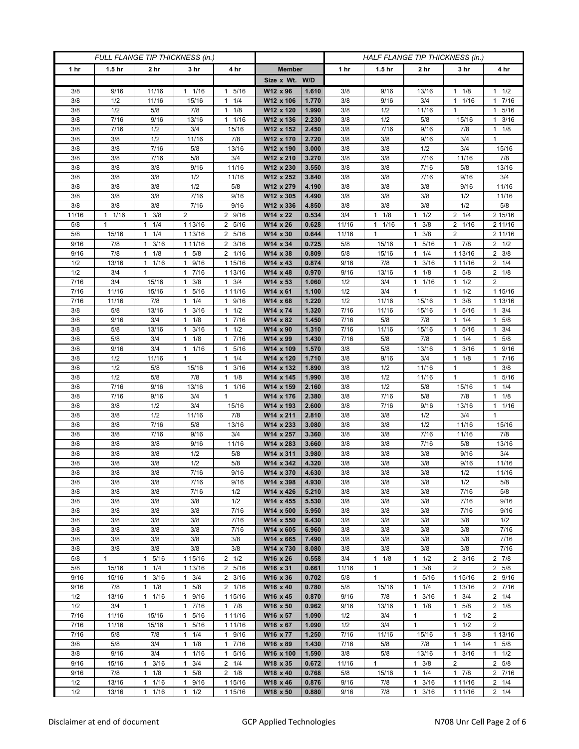| FULL FLANGE TIP THICKNESS (in.) | | | | | | | HALF FLANGE TIP THICKNESS (in.) | | | | |
|---|---|---|---|---|---|---|---|---|---|---|---|
| 1 hr | 1.5 hr | 2 hr | 3 hr | 4 hr | Member | | 1 hr | 1.5 hr | 2 hr | 3 hr | 4 hr |
| | | | | | Size x Wt. | W/D | | | | | |
| 3/8 | 9/16 | 11/16 | 1 1/16 | 1 5/16 | W12 x 96 | 1.610 | 3/8 | 9/16 | 13/16 | 1 1/8 | 1 1/2 |
| 3/8 | 1/2 | 11/16 | 15/16 | 1 1/4 | W12 x 106 | 1.770 | 3/8 | 9/16 | 3/4 | 1 1/16 | 1 7/16 |
| 3/8 | 1/2 | 5/8 | 7/8 | 1 1/8 | W12 x 120 | 1.990 | 3/8 | 1/2 | 11/16 | 1 | 1 5/16 |
| 3/8 | 7/16 | 9/16 | 13/16 | 1 1/16 | W12 x 136 | 2.230 | 3/8 | 1/2 | 5/8 | 15/16 | 1 3/16 |
| 3/8 | 7/16 | 1/2 | 3/4 | 15/16 | W12 x 152 | 2.450 | 3/8 | 7/16 | 9/16 | 7/8 | 1 1/8 |
| 3/8 | 3/8 | 1/2 | 11/16 | 7/8 | W12 x 170 | 2.720 | 3/8 | 3/8 | 9/16 | 3/4 | 1 |
| 3/8 | 3/8 | 7/16 | 5/8 | 13/16 | W12 x 190 | 3.000 | 3/8 | 3/8 | 1/2 | 3/4 | 15/16 |
| 3/8 | 3/8 | 7/16 | 5/8 | 3/4 | W12 x 210 | 3.270 | 3/8 | 3/8 | 7/16 | 11/16 | 7/8 |
| 3/8 | 3/8 | 3/8 | 9/16 | 11/16 | W12 x 230 | 3.550 | 3/8 | 3/8 | 7/16 | 5/8 | 13/16 |
| 3/8 | 3/8 | 3/8 | 1/2 | 11/16 | W12 x 252 | 3.840 | 3/8 | 3/8 | 7/16 | 9/16 | 3/4 |
| 3/8 | 3/8 | 3/8 | 1/2 | 5/8 | W12 x 279 | 4.190 | 3/8 | 3/8 | 3/8 | 9/16 | 11/16 |
| 3/8 | 3/8 | 3/8 | 7/16 | 9/16 | W12 x 305 | 4.490 | 3/8 | 3/8 | 3/8 | 1/2 | 11/16 |
| 3/8 | 3/8 | 3/8 | 7/16 | 9/16 | W12 x 336 | 4.850 | 3/8 | 3/8 | 3/8 | 1/2 | 5/8 |
| 11/16 | 1 1/16 | 1 3/8 | 2 | 2 9/16 | W14 x 22 | 0.534 | 3/4 | 1 1/8 | 1 1/2 | 2 1/4 | 2 15/16 |
| 5/8 | 1 | 1 1/4 | 1 13/16 | 2 5/16 | W14 x 26 | 0.628 | 11/16 | 1 1/16 | 1 3/8 | 2 1/16 | 2 11/16 |
| 5/8 | 15/16 | 1 1/4 | 1 13/16 | 2 5/16 | W14 x 30 | 0.644 | 11/16 | 1 | 1 3/8 | 2 | 2 11/16 |
| 9/16 | 7/8 | 1 3/16 | 1 11/16 | 2 3/16 | W14 x 34 | 0.725 | 5/8 | 15/16 | 1 5/16 | 1 7/8 | 2 1/2 |
| 9/16 | 7/8 | 1 1/8 | 1 5/8 | 2 1/16 | W14 x 38 | 0.809 | 5/8 | 15/16 | 1 1/4 | 1 13/16 | 2 3/8 |
| 1/2 | 13/16 | 1 1/16 | 1 9/16 | 1 15/16 | W14 x 43 | 0.874 | 9/16 | 7/8 | 1 3/16 | 1 11/16 | 2 1/4 |
| 1/2 | 3/4 | 1 | 1 7/16 | 1 13/16 | W14 x 48 | 0.970 | 9/16 | 13/16 | 1 1/8 | 1 5/8 | 2 1/8 |
| 7/16 | 3/4 | 15/16 | 1 3/8 | 1 3/4 | W14 x 53 | 1.060 | 1/2 | 3/4 | 1 1/16 | 1 1/2 | 2 |
| 7/16 | 11/16 | 15/16 | 1 5/16 | 1 11/16 | W14 x 61 | 1.100 | 1/2 | 3/4 | 1 | 1 1/2 | 1 15/16 |
| 7/16 | 11/16 | 7/8 | 1 1/4 | 1 9/16 | W14 x 68 | 1.220 | 1/2 | 11/16 | 15/16 | 1 3/8 | 1 13/16 |
| 3/8 | 5/8 | 13/16 | 1 3/16 | 1 1/2 | W14 x 74 | 1.320 | 7/16 | 11/16 | 15/16 | 1 5/16 | 1 3/4 |
| 3/8 | 9/16 | 3/4 | 1 1/8 | 1 7/16 | W14 x 82 | 1.450 | 7/16 | 5/8 | 7/8 | 1 1/4 | 1 5/8 |
| 3/8 | 5/8 | 13/16 | 1 3/16 | 1 1/2 | W14 x 90 | 1.310 | 7/16 | 11/16 | 15/16 | 1 5/16 | 1 3/4 |
| 3/8 | 5/8 | 3/4 | 1 1/8 | 1 7/16 | W14 x 99 | 1.430 | 7/16 | 5/8 | 7/8 | 1 1/4 | 1 5/8 |
| 3/8 | 9/16 | 3/4 | 1 1/16 | 1 5/16 | W14 x 109 | 1.570 | 3/8 | 5/8 | 13/16 | 1 3/16 | 1 9/16 |
| 3/8 | 1/2 | 11/16 | 1 | 1 1/4 | W14 x 120 | 1.710 | 3/8 | 9/16 | 3/4 | 1 1/8 | 1 7/16 |
| 3/8 | 1/2 | 5/8 | 15/16 | 1 3/16 | W14 x 132 | 1.890 | 3/8 | 1/2 | 11/16 | 1 | 1 3/8 |
| 3/8 | 1/2 | 5/8 | 7/8 | 1 1/8 | W14 x 145 | 1.990 | 3/8 | 1/2 | 11/16 | 1 | 1 5/16 |
| 3/8 | 7/16 | 9/16 | 13/16 | 1 1/16 | W14 x 159 | 2.160 | 3/8 | 1/2 | 5/8 | 15/16 | 1 1/4 |
| 3/8 | 7/16 | 9/16 | 3/4 | 1 | W14 x 176 | 2.380 | 3/8 | 7/16 | 5/8 | 7/8 | 1 1/8 |
| 3/8 | 3/8 | 1/2 | 3/4 | 15/16 | W14 x 193 | 2.600 | 3/8 | 7/16 | 9/16 | 13/16 | 1 1/16 |
| 3/8 | 3/8 | 1/2 | 11/16 | 7/8 | W14 x 211 | 2.810 | 3/8 | 3/8 | 1/2 | 3/4 | 1 |
| 3/8 | 3/8 | 7/16 | 5/8 | 13/16 | W14 x 233 | 3.080 | 3/8 | 3/8 | 1/2 | 11/16 | 15/16 |
| 3/8 | 3/8 | 7/16 | 9/16 | 3/4 | W14 x 257 | 3.360 | 3/8 | 3/8 | 7/16 | 11/16 | 7/8 |
| 3/8 | 3/8 | 3/8 | 9/16 | 11/16 | W14 x 283 | 3.660 | 3/8 | 3/8 | 7/16 | 5/8 | 13/16 |
| 3/8 | 3/8 | 3/8 | 1/2 | 5/8 | W14 x 311 | 3.980 | 3/8 | 3/8 | 3/8 | 9/16 | 3/4 |
| 3/8 | 3/8 | 3/8 | 1/2 | 5/8 | W14 x 342 | 4.320 | 3/8 | 3/8 | 3/8 | 9/16 | 11/16 |
| 3/8 | 3/8 | 3/8 | 7/16 | 9/16 | W14 x 370 | 4.630 | 3/8 | 3/8 | 3/8 | 1/2 | 11/16 |
| 3/8 | 3/8 | 3/8 | 7/16 | 9/16 | W14 x 398 | 4.930 | 3/8 | 3/8 | 3/8 | 1/2 | 5/8 |
| 3/8 | 3/8 | 3/8 | 7/16 | 1/2 | W14 x 426 | 5.210 | 3/8 | 3/8 | 3/8 | 7/16 | 5/8 |
| 3/8 | 3/8 | 3/8 | 3/8 | 1/2 | W14 x 455 | 5.530 | 3/8 | 3/8 | 3/8 | 7/16 | 9/16 |
| 3/8 | 3/8 | 3/8 | 3/8 | 7/16 | W14 x 500 | 5.950 | 3/8 | 3/8 | 3/8 | 7/16 | 9/16 |
| 3/8 | 3/8 | 3/8 | 3/8 | 7/16 | W14 x 550 | 6.430 | 3/8 | 3/8 | 3/8 | 3/8 | 1/2 |
| 3/8 | 3/8 | 3/8 | 3/8 | 7/16 | W14 x 605 | 6.960 | 3/8 | 3/8 | 3/8 | 3/8 | 7/16 |
| 3/8 | 3/8 | 3/8 | 3/8 | 3/8 | W14 x 665 | 7.490 | 3/8 | 3/8 | 3/8 | 3/8 | 7/16 |
| 3/8 | 3/8 | 3/8 | 3/8 | 3/8 | W14 x 730 | 8.080 | 3/8 | 3/8 | 3/8 | 3/8 | 7/16 |
| 5/8 | 1 | 1 5/16 | 1 15/16 | 2 1/2 | W16 x 26 | 0.558 | 3/4 | 1 1/8 | 1 1/2 | 2 3/16 | 2 7/8 |
| 5/8 | 15/16 | 1 1/4 | 1 13/16 | 2 5/16 | W16 x 31 | 0.661 | 11/16 | 1 | 1 3/8 | 2 | 2 5/8 |
| 9/16 | 15/16 | 1 3/16 | 1 3/4 | 2 3/16 | W16 x 36 | 0.702 | 5/8 | 1 | 1 5/16 | 1 15/16 | 2 9/16 |
| 9/16 | 7/8 | 1 1/8 | 1 5/8 | 2 1/16 | W16 x 40 | 0.780 | 5/8 | 15/16 | 1 1/4 | 1 13/16 | 2 7/16 |
| 1/2 | 13/16 | 1 1/16 | 1 9/16 | 1 15/16 | W16 x 45 | 0.870 | 9/16 | 7/8 | 1 3/16 | 1 3/4 | 2 1/4 |
| 1/2 | 3/4 | 1 | 1 7/16 | 1 7/8 | W16 x 50 | 0.962 | 9/16 | 13/16 | 1 1/8 | 1 5/8 | 2 1/8 |
| 7/16 | 11/16 | 15/16 | 1 5/16 | 1 11/16 | W16 x 57 | 1.090 | 1/2 | 3/4 | 1 | 1 1/2 | 2 |
| 7/16 | 11/16 | 15/16 | 1 5/16 | 1 11/16 | W16 x 67 | 1.090 | 1/2 | 3/4 | 1 | 1 1/2 | 2 |
| 7/16 | 5/8 | 7/8 | 1 1/4 | 1 9/16 | W16 x 77 | 1.250 | 7/16 | 11/16 | 15/16 | 1 3/8 | 1 13/16 |
| 3/8 | 5/8 | 3/4 | 1 1/8 | 1 7/16 | W16 x 89 | 1.430 | 7/16 | 5/8 | 7/8 | 1 1/4 | 1 5/8 |
| 3/8 | 9/16 | 3/4 | 1 1/16 | 1 5/16 | W16 x 100 | 1.590 | 3/8 | 5/8 | 13/16 | 1 3/16 | 1 1/2 |
| 9/16 | 15/16 | 1 3/16 | 1 3/4 | 2 1/4 | W18 x 35 | 0.672 | 11/16 | 1 | 1 3/8 | 2 | 2 5/8 |
| 9/16 | 7/8 | 1 1/8 | 1 5/8 | 2 1/8 | W18 x 40 | 0.768 | 5/8 | 15/16 | 1 1/4 | 1 7/8 | 2 7/16 |
| 1/2 | 13/16 | 1 1/16 | 1 9/16 | 1 15/16 | W18 x 46 | 0.876 | 9/16 | 7/8 | 1 3/16 | 1 11/16 | 2 1/4 |
| 1/2 | 13/16 | 1 1/16 | 1 1/2 | 1 15/16 | W18 x 50 | 0.880 | 9/16 | 7/8 | 1 3/16 | 1 11/16 | 2 1/4 |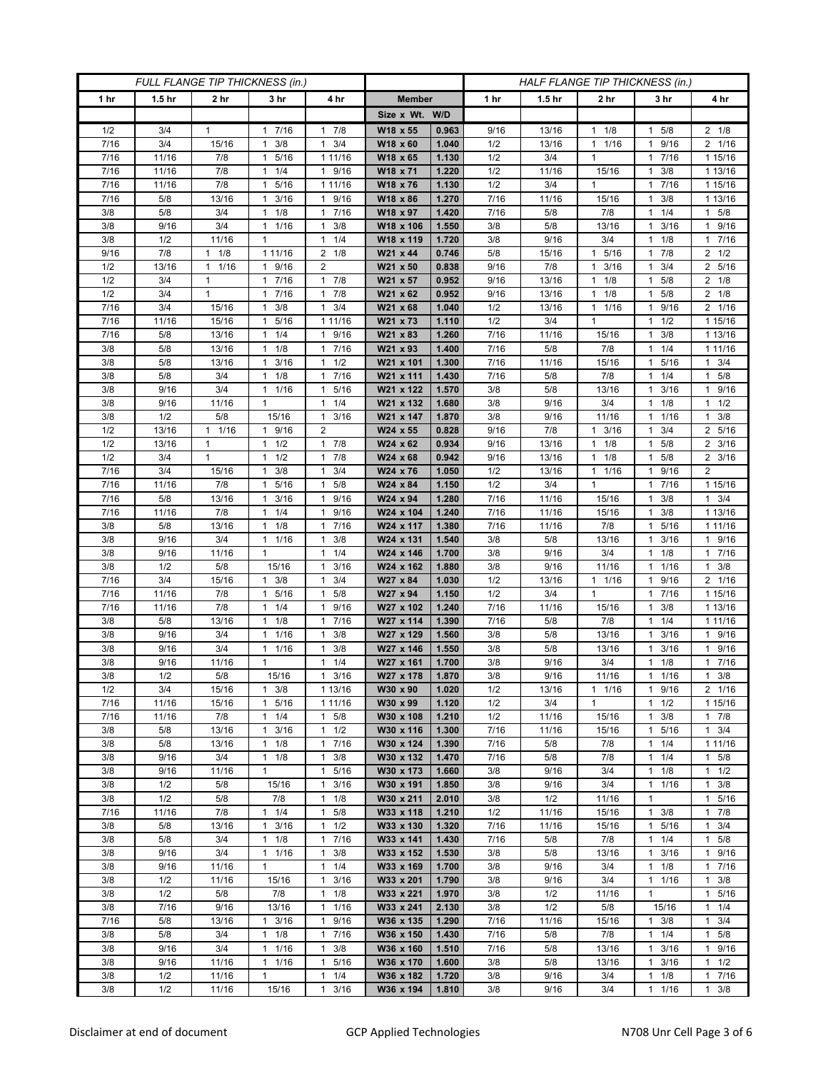| FULL FLANGE TIP THICKNESS (in.) | | | | | | | HALF FLANGE TIP THICKNESS (in.) | | | | |
|---|---|---|---|---|---|---|---|---|---|---|---|
| 1 hr | 1.5 hr | 2 hr | 3 hr | 4 hr | Member | | 1 hr | 1.5 hr | 2 hr | 3 hr | 4 hr |
| | | | | | Size x Wt. | W/D | | | | | |
| 1/2 | 3/4 | 1 | 1 7/16 | 1 7/8 | W18 x 55 | 0.963 | 9/16 | 13/16 | 1 1/8 | 1 5/8 | 2 1/8 |
| 7/16 | 3/4 | 15/16 | 1 3/8 | 1 3/4 | W18 x 60 | 1.040 | 1/2 | 13/16 | 1 1/16 | 1 9/16 | 2 1/16 |
| 7/16 | 11/16 | 7/8 | 1 5/16 | 1 11/16 | W18 x 65 | 1.130 | 1/2 | 3/4 | 1 | 1 7/16 | 1 15/16 |
| 7/16 | 11/16 | 7/8 | 1 1/4 | 1 9/16 | W18 x 71 | 1.220 | 1/2 | 11/16 | 15/16 | 1 3/8 | 1 13/16 |
| 7/16 | 11/16 | 7/8 | 1 5/16 | 1 11/16 | W18 x 76 | 1.130 | 1/2 | 3/4 | 1 | 1 7/16 | 1 15/16 |
| 7/16 | 5/8 | 13/16 | 1 3/16 | 1 9/16 | W18 x 86 | 1.270 | 7/16 | 11/16 | 15/16 | 1 3/8 | 1 13/16 |
| 3/8 | 5/8 | 3/4 | 1 1/8 | 1 7/16 | W18 x 97 | 1.420 | 7/16 | 5/8 | 7/8 | 1 1/4 | 1 5/8 |
| 3/8 | 9/16 | 3/4 | 1 1/16 | 1 3/8 | W18 x 106 | 1.550 | 3/8 | 5/8 | 13/16 | 1 3/16 | 1 9/16 |
| 3/8 | 1/2 | 11/16 | 1 | 1 1/4 | W18 x 119 | 1.720 | 3/8 | 9/16 | 3/4 | 1 1/8 | 1 7/16 |
| 9/16 | 7/8 | 1 1/8 | 1 11/16 | 2 1/8 | W21 x 44 | 0.746 | 5/8 | 15/16 | 1 5/16 | 1 7/8 | 2 1/2 |
| 1/2 | 13/16 | 1 1/16 | 1 9/16 | 2 | W21 x 50 | 0.838 | 9/16 | 7/8 | 1 3/16 | 1 3/4 | 2 5/16 |
| 1/2 | 3/4 | 1 | 1 7/16 | 1 7/8 | W21 x 57 | 0.952 | 9/16 | 13/16 | 1 1/8 | 1 5/8 | 2 1/8 |
| 1/2 | 3/4 | 1 | 1 7/16 | 1 7/8 | W21 x 62 | 0.952 | 9/16 | 13/16 | 1 1/8 | 1 5/8 | 2 1/8 |
| 7/16 | 3/4 | 15/16 | 1 3/8 | 1 3/4 | W21 x 68 | 1.040 | 1/2 | 13/16 | 1 1/16 | 1 9/16 | 2 1/16 |
| 7/16 | 11/16 | 15/16 | 1 5/16 | 1 11/16 | W21 x 73 | 1.110 | 1/2 | 3/4 | 1 | 1 1/2 | 1 15/16 |
| 7/16 | 5/8 | 13/16 | 1 1/4 | 1 9/16 | W21 x 83 | 1.260 | 7/16 | 11/16 | 15/16 | 1 3/8 | 1 13/16 |
| 3/8 | 5/8 | 13/16 | 1 1/8 | 1 7/16 | W21 x 93 | 1.400 | 7/16 | 5/8 | 7/8 | 1 1/4 | 1 11/16 |
| 3/8 | 5/8 | 13/16 | 1 3/16 | 1 1/2 | W21 x 101 | 1.300 | 7/16 | 11/16 | 15/16 | 1 5/16 | 1 3/4 |
| 3/8 | 5/8 | 3/4 | 1 1/8 | 1 7/16 | W21 x 111 | 1.430 | 7/16 | 5/8 | 7/8 | 1 1/4 | 1 5/8 |
| 3/8 | 9/16 | 3/4 | 1 1/16 | 1 5/16 | W21 x 122 | 1.570 | 3/8 | 5/8 | 13/16 | 1 3/16 | 1 9/16 |
| 3/8 | 9/16 | 11/16 | 1 | 1 1/4 | W21 x 132 | 1.680 | 3/8 | 9/16 | 3/4 | 1 1/8 | 1 1/2 |
| 3/8 | 1/2 | 5/8 | 15/16 | 1 3/16 | W21 x 147 | 1.870 | 3/8 | 9/16 | 11/16 | 1 1/16 | 1 3/8 |
| 1/2 | 13/16 | 1 1/16 | 1 9/16 | 2 | W24 x 55 | 0.828 | 9/16 | 7/8 | 1 3/16 | 1 3/4 | 2 5/16 |
| 1/2 | 13/16 | 1 | 1 1/2 | 1 7/8 | W24 x 62 | 0.934 | 9/16 | 13/16 | 1 1/8 | 1 5/8 | 2 3/16 |
| 1/2 | 3/4 | 1 | 1 1/2 | 1 7/8 | W24 x 68 | 0.942 | 9/16 | 13/16 | 1 1/8 | 1 5/8 | 2 3/16 |
| 7/16 | 3/4 | 15/16 | 1 3/8 | 1 3/4 | W24 x 76 | 1.050 | 1/2 | 13/16 | 1 1/16 | 1 9/16 | 2 |
| 7/16 | 11/16 | 7/8 | 1 5/16 | 1 5/8 | W24 x 84 | 1.150 | 1/2 | 3/4 | 1 | 1 7/16 | 1 15/16 |
| 7/16 | 5/8 | 13/16 | 1 3/16 | 1 9/16 | W24 x 94 | 1.280 | 7/16 | 11/16 | 15/16 | 1 3/8 | 1 3/4 |
| 7/16 | 11/16 | 7/8 | 1 1/4 | 1 9/16 | W24 x 104 | 1.240 | 7/16 | 11/16 | 15/16 | 1 3/8 | 1 13/16 |
| 3/8 | 5/8 | 13/16 | 1 1/8 | 1 7/16 | W24 x 117 | 1.380 | 7/16 | 11/16 | 7/8 | 1 5/16 | 1 11/16 |
| 3/8 | 9/16 | 3/4 | 1 1/16 | 1 3/8 | W24 x 131 | 1.540 | 3/8 | 5/8 | 13/16 | 1 3/16 | 1 9/16 |
| 3/8 | 9/16 | 11/16 | 1 | 1 1/4 | W24 x 146 | 1.700 | 3/8 | 9/16 | 3/4 | 1 1/8 | 1 7/16 |
| 3/8 | 1/2 | 5/8 | 15/16 | 1 3/16 | W24 x 162 | 1.880 | 3/8 | 9/16 | 11/16 | 1 1/16 | 1 3/8 |
| 7/16 | 3/4 | 15/16 | 1 3/8 | 1 3/4 | W27 x 84 | 1.030 | 1/2 | 13/16 | 1 1/16 | 1 9/16 | 2 1/16 |
| 7/16 | 11/16 | 7/8 | 1 5/16 | 1 5/8 | W27 x 94 | 1.150 | 1/2 | 3/4 | 1 | 1 7/16 | 1 15/16 |
| 7/16 | 11/16 | 7/8 | 1 1/4 | 1 9/16 | W27 x 102 | 1.240 | 7/16 | 11/16 | 15/16 | 1 3/8 | 1 13/16 |
| 3/8 | 5/8 | 13/16 | 1 1/8 | 1 7/16 | W27 x 114 | 1.390 | 7/16 | 5/8 | 7/8 | 1 1/4 | 1 11/16 |
| 3/8 | 9/16 | 3/4 | 1 1/16 | 1 3/8 | W27 x 129 | 1.560 | 3/8 | 5/8 | 13/16 | 1 3/16 | 1 9/16 |
| 3/8 | 9/16 | 3/4 | 1 1/16 | 1 3/8 | W27 x 146 | 1.550 | 3/8 | 5/8 | 13/16 | 1 3/16 | 1 9/16 |
| 3/8 | 9/16 | 11/16 | 1 | 1 1/4 | W27 x 161 | 1.700 | 3/8 | 9/16 | 3/4 | 1 1/8 | 1 7/16 |
| 3/8 | 1/2 | 5/8 | 15/16 | 1 3/16 | W27 x 178 | 1.870 | 3/8 | 9/16 | 11/16 | 1 1/16 | 1 3/8 |
| 1/2 | 3/4 | 15/16 | 1 3/8 | 1 13/16 | W30 x 90 | 1.020 | 1/2 | 13/16 | 1 1/16 | 1 9/16 | 2 1/16 |
| 7/16 | 11/16 | 15/16 | 1 5/16 | 1 11/16 | W30 x 99 | 1.120 | 1/2 | 3/4 | 1 | 1 1/2 | 1 15/16 |
| 7/16 | 11/16 | 7/8 | 1 1/4 | 1 5/8 | W30 x 108 | 1.210 | 1/2 | 11/16 | 15/16 | 1 3/8 | 1 7/8 |
| 3/8 | 5/8 | 13/16 | 1 3/16 | 1 1/2 | W30 x 116 | 1.300 | 7/16 | 11/16 | 15/16 | 1 5/16 | 1 3/4 |
| 3/8 | 5/8 | 13/16 | 1 1/8 | 1 7/16 | W30 x 124 | 1.390 | 7/16 | 5/8 | 7/8 | 1 1/4 | 1 11/16 |
| 3/8 | 9/16 | 3/4 | 1 1/8 | 1 3/8 | W30 x 132 | 1.470 | 7/16 | 5/8 | 7/8 | 1 1/4 | 1 5/8 |
| 3/8 | 9/16 | 11/16 | 1 | 1 5/16 | W30 x 173 | 1.660 | 3/8 | 9/16 | 3/4 | 1 1/8 | 1 1/2 |
| 3/8 | 1/2 | 5/8 | 15/16 | 1 3/16 | W30 x 191 | 1.850 | 3/8 | 9/16 | 3/4 | 1 1/16 | 1 3/8 |
| 3/8 | 1/2 | 5/8 | 7/8 | 1 1/8 | W30 x 211 | 2.010 | 3/8 | 1/2 | 11/16 | 1 | 1 5/16 |
| 7/16 | 11/16 | 7/8 | 1 1/4 | 1 5/8 | W33 x 118 | 1.210 | 1/2 | 11/16 | 15/16 | 1 3/8 | 1 7/8 |
| 3/8 | 5/8 | 13/16 | 1 3/16 | 1 1/2 | W33 x 130 | 1.320 | 7/16 | 11/16 | 15/16 | 1 5/16 | 1 3/4 |
| 3/8 | 5/8 | 3/4 | 1 1/8 | 1 7/16 | W33 x 141 | 1.430 | 7/16 | 5/8 | 7/8 | 1 1/4 | 1 5/8 |
| 3/8 | 9/16 | 3/4 | 1 1/16 | 1 3/8 | W33 x 152 | 1.530 | 3/8 | 5/8 | 13/16 | 1 3/16 | 1 9/16 |
| 3/8 | 9/16 | 11/16 | 1 | 1 1/4 | W33 x 169 | 1.700 | 3/8 | 9/16 | 3/4 | 1 1/8 | 1 7/16 |
| 3/8 | 1/2 | 11/16 | 15/16 | 1 3/16 | W33 x 201 | 1.790 | 3/8 | 9/16 | 3/4 | 1 1/16 | 1 3/8 |
| 3/8 | 1/2 | 5/8 | 7/8 | 1 1/8 | W33 x 221 | 1.970 | 3/8 | 1/2 | 11/16 | 1 | 1 5/16 |
| 3/8 | 7/16 | 9/16 | 13/16 | 1 1/16 | W33 x 241 | 2.130 | 3/8 | 1/2 | 5/8 | 15/16 | 1 1/4 |
| 7/16 | 5/8 | 13/16 | 1 3/16 | 1 9/16 | W36 x 135 | 1.290 | 7/16 | 11/16 | 15/16 | 1 3/8 | 1 3/4 |
| 3/8 | 5/8 | 3/4 | 1 1/8 | 1 7/16 | W36 x 150 | 1.430 | 7/16 | 5/8 | 7/8 | 1 1/4 | 1 5/8 |
| 3/8 | 9/16 | 3/4 | 1 1/16 | 1 3/8 | W36 x 160 | 1.510 | 7/16 | 5/8 | 13/16 | 1 3/16 | 1 9/16 |
| 3/8 | 9/16 | 11/16 | 1 1/16 | 1 5/16 | W36 x 170 | 1.600 | 3/8 | 5/8 | 13/16 | 1 3/16 | 1 1/2 |
| 3/8 | 1/2 | 11/16 | 1 | 1 1/4 | W36 x 182 | 1.720 | 3/8 | 9/16 | 3/4 | 1 1/8 | 1 7/16 |
| 3/8 | 1/2 | 11/16 | 15/16 | 1 3/16 | W36 x 194 | 1.810 | 3/8 | 9/16 | 3/4 | 1 1/16 | 1 3/8 |

Disclaimer at end of document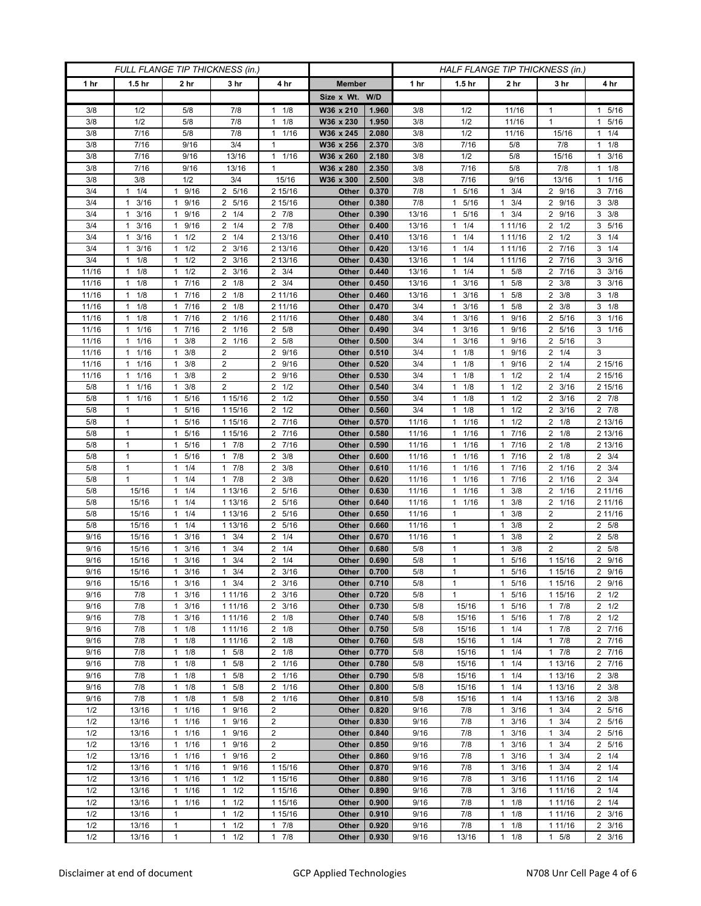| FULL FLANGE TIP THICKNESS (in.) | | | | | | | HALF FLANGE TIP THICKNESS (in.) | | | | |
|---|---|---|---|---|---|---|---|---|---|---|---|
| 1 hr | 1.5 hr | 2 hr | 3 hr | 4 hr | Member | | 1 hr | 1.5 hr | 2 hr | 3 hr | 4 hr |
| | | | | | Size x Wt. | W/D | | | | | |
| 3/8 | 1/2 | 5/8 | 7/8 | 1 1/8 | W36 x 210 | 1.960 | 3/8 | 1/2 | 11/16 | 1 | 1 5/16 |
| 3/8 | 1/2 | 5/8 | 7/8 | 1 1/8 | W36 x 230 | 1.950 | 3/8 | 1/2 | 11/16 | 1 | 1 5/16 |
| 3/8 | 7/16 | 5/8 | 7/8 | 1 1/16 | W36 x 245 | 2.080 | 3/8 | 1/2 | 11/16 | 15/16 | 1 1/4 |
| 3/8 | 7/16 | 9/16 | 3/4 | 1 | W36 x 256 | 2.370 | 3/8 | 7/16 | 5/8 | 7/8 | 1 1/8 |
| 3/8 | 7/16 | 9/16 | 13/16 | 1 1/16 | W36 x 260 | 2.180 | 3/8 | 1/2 | 5/8 | 15/16 | 1 3/16 |
| 3/8 | 7/16 | 9/16 | 13/16 | 1 | W36 x 280 | 2.350 | 3/8 | 7/16 | 5/8 | 7/8 | 1 1/8 |
| 3/8 | 3/8 | 1/2 | 3/4 | 15/16 | W36 x 300 | 2.500 | 3/8 | 7/16 | 9/16 | 13/16 | 1 1/16 |
| 3/4 | 1 1/4 | 1 9/16 | 2 5/16 | 2 15/16 | Other | 0.370 | 7/8 | 1 5/16 | 1 3/4 | 2 9/16 | 3 7/16 |
| 3/4 | 1 3/16 | 1 9/16 | 2 5/16 | 2 15/16 | Other | 0.380 | 7/8 | 1 5/16 | 1 3/4 | 2 9/16 | 3 3/8 |
| 3/4 | 1 3/16 | 1 9/16 | 2 1/4 | 2 7/8 | Other | 0.390 | 13/16 | 1 5/16 | 1 3/4 | 2 9/16 | 3 3/8 |
| 3/4 | 1 3/16 | 1 9/16 | 2 1/4 | 2 7/8 | Other | 0.400 | 13/16 | 1 1/4 | 1 11/16 | 2 1/2 | 3 5/16 |
| 3/4 | 1 3/16 | 1 1/2 | 2 1/4 | 2 13/16 | Other | 0.410 | 13/16 | 1 1/4 | 1 11/16 | 2 1/2 | 3 1/4 |
| 3/4 | 1 3/16 | 1 1/2 | 2 3/16 | 2 13/16 | Other | 0.420 | 13/16 | 1 1/4 | 1 11/16 | 2 7/16 | 3 1/4 |
| 3/4 | 1 1/8 | 1 1/2 | 2 3/16 | 2 13/16 | Other | 0.430 | 13/16 | 1 1/4 | 1 11/16 | 2 7/16 | 3 3/16 |
| 11/16 | 1 1/8 | 1 1/2 | 2 3/16 | 2 3/4 | Other | 0.440 | 13/16 | 1 1/4 | 1 5/8 | 2 7/16 | 3 3/16 |
| 11/16 | 1 1/8 | 1 7/16 | 2 1/8 | 2 3/4 | Other | 0.450 | 13/16 | 1 3/16 | 1 5/8 | 2 3/8 | 3 3/16 |
| 11/16 | 1 1/8 | 1 7/16 | 2 1/8 | 2 11/16 | Other | 0.460 | 13/16 | 1 3/16 | 1 5/8 | 2 3/8 | 3 1/8 |
| 11/16 | 1 1/8 | 1 7/16 | 2 1/8 | 2 11/16 | Other | 0.470 | 3/4 | 1 3/16 | 1 5/8 | 2 3/8 | 3 1/8 |
| 11/16 | 1 1/8 | 1 7/16 | 2 1/16 | 2 11/16 | Other | 0.480 | 3/4 | 1 3/16 | 1 9/16 | 2 5/16 | 3 1/16 |
| 11/16 | 1 1/16 | 1 7/16 | 2 1/16 | 2 5/8 | Other | 0.490 | 3/4 | 1 3/16 | 1 9/16 | 2 5/16 | 3 1/16 |
| 11/16 | 1 1/16 | 1 3/8 | 2 1/16 | 2 5/8 | Other | 0.500 | 3/4 | 1 3/16 | 1 9/16 | 2 5/16 | 3 |
| 11/16 | 1 1/16 | 1 3/8 | 2 | 2 9/16 | Other | 0.510 | 3/4 | 1 1/8 | 1 9/16 | 2 1/4 | 3 |
| 11/16 | 1 1/16 | 1 3/8 | 2 | 2 9/16 | Other | 0.520 | 3/4 | 1 1/8 | 1 9/16 | 2 1/4 | 2 15/16 |
| 11/16 | 1 1/16 | 1 3/8 | 2 | 2 9/16 | Other | 0.530 | 3/4 | 1 1/8 | 1 1/2 | 2 1/4 | 2 15/16 |
| 5/8 | 1 1/16 | 1 3/8 | 2 | 2 1/2 | Other | 0.540 | 3/4 | 1 1/8 | 1 1/2 | 2 3/16 | 2 15/16 |
| 5/8 | 1 1/16 | 1 5/16 | 1 15/16 | 2 1/2 | Other | 0.550 | 3/4 | 1 1/8 | 1 1/2 | 2 3/16 | 2 7/8 |
| 5/8 | 1 | 1 5/16 | 1 15/16 | 2 1/2 | Other | 0.560 | 3/4 | 1 1/8 | 1 1/2 | 2 3/16 | 2 7/8 |
| 5/8 | 1 | 1 5/16 | 1 15/16 | 2 7/16 | Other | 0.570 | 11/16 | 1 1/16 | 1 1/2 | 2 1/8 | 2 13/16 |
| 5/8 | 1 | 1 5/16 | 1 15/16 | 2 7/16 | Other | 0.580 | 11/16 | 1 1/16 | 1 7/16 | 2 1/8 | 2 13/16 |
| 5/8 | 1 | 1 5/16 | 1 7/8 | 2 7/16 | Other | 0.590 | 11/16 | 1 1/16 | 1 7/16 | 2 1/8 | 2 13/16 |
| 5/8 | 1 | 1 5/16 | 1 7/8 | 2 3/8 | Other | 0.600 | 11/16 | 1 1/16 | 1 7/16 | 2 1/8 | 2 3/4 |
| 5/8 | 1 | 1 1/4 | 1 7/8 | 2 3/8 | Other | 0.610 | 11/16 | 1 1/16 | 1 7/16 | 2 1/16 | 2 3/4 |
| 5/8 | 1 | 1 1/4 | 1 7/8 | 2 3/8 | Other | 0.620 | 11/16 | 1 1/16 | 1 7/16 | 2 1/16 | 2 3/4 |
| 5/8 | 15/16 | 1 1/4 | 1 13/16 | 2 5/16 | Other | 0.630 | 11/16 | 1 1/16 | 1 3/8 | 2 1/16 | 2 11/16 |
| 5/8 | 15/16 | 1 1/4 | 1 13/16 | 2 5/16 | Other | 0.640 | 11/16 | 1 1/16 | 1 3/8 | 2 1/16 | 2 11/16 |
| 5/8 | 15/16 | 1 1/4 | 1 13/16 | 2 5/16 | Other | 0.650 | 11/16 | 1 | 1 3/8 | 2 | 2 11/16 |
| 5/8 | 15/16 | 1 1/4 | 1 13/16 | 2 5/16 | Other | 0.660 | 11/16 | 1 | 1 3/8 | 2 | 2 5/8 |
| 9/16 | 15/16 | 1 3/16 | 1 3/4 | 2 1/4 | Other | 0.670 | 11/16 | 1 | 1 3/8 | 2 | 2 5/8 |
| 9/16 | 15/16 | 1 3/16 | 1 3/4 | 2 1/4 | Other | 0.680 | 5/8 | 1 | 1 3/8 | 2 | 2 5/8 |
| 9/16 | 15/16 | 1 3/16 | 1 3/4 | 2 1/4 | Other | 0.690 | 5/8 | 1 | 1 5/16 | 1 15/16 | 2 9/16 |
| 9/16 | 15/16 | 1 3/16 | 1 3/4 | 2 3/16 | Other | 0.700 | 5/8 | 1 | 1 5/16 | 1 15/16 | 2 9/16 |
| 9/16 | 15/16 | 1 3/16 | 1 3/4 | 2 3/16 | Other | 0.710 | 5/8 | 1 | 1 5/16 | 1 15/16 | 2 9/16 |
| 9/16 | 7/8 | 1 3/16 | 1 11/16 | 2 3/16 | Other | 0.720 | 5/8 | 1 | 1 5/16 | 1 15/16 | 2 1/2 |
| 9/16 | 7/8 | 1 3/16 | 1 11/16 | 2 3/16 | Other | 0.730 | 5/8 | 15/16 | 1 5/16 | 1 7/8 | 2 1/2 |
| 9/16 | 7/8 | 1 3/16 | 1 11/16 | 2 1/8 | Other | 0.740 | 5/8 | 15/16 | 1 5/16 | 1 7/8 | 2 1/2 |
| 9/16 | 7/8 | 1 1/8 | 1 11/16 | 2 1/8 | Other | 0.750 | 5/8 | 15/16 | 1 1/4 | 1 7/8 | 2 7/16 |
| 9/16 | 7/8 | 1 1/8 | 1 11/16 | 2 1/8 | Other | 0.760 | 5/8 | 15/16 | 1 1/4 | 1 7/8 | 2 7/16 |
| 9/16 | 7/8 | 1 1/8 | 1 5/8 | 2 1/8 | Other | 0.770 | 5/8 | 15/16 | 1 1/4 | 1 7/8 | 2 7/16 |
| 9/16 | 7/8 | 1 1/8 | 1 5/8 | 2 1/16 | Other | 0.780 | 5/8 | 15/16 | 1 1/4 | 1 13/16 | 2 7/16 |
| 9/16 | 7/8 | 1 1/8 | 1 5/8 | 2 1/16 | Other | 0.790 | 5/8 | 15/16 | 1 1/4 | 1 13/16 | 2 3/8 |
| 9/16 | 7/8 | 1 1/8 | 1 5/8 | 2 1/16 | Other | 0.800 | 5/8 | 15/16 | 1 1/4 | 1 13/16 | 2 3/8 |
| 9/16 | 7/8 | 1 1/8 | 1 5/8 | 2 1/16 | Other | 0.810 | 5/8 | 15/16 | 1 1/4 | 1 13/16 | 2 3/8 |
| 1/2 | 13/16 | 1 1/16 | 1 9/16 | 2 | Other | 0.820 | 9/16 | 7/8 | 1 3/16 | 1 3/4 | 2 5/16 |
| 1/2 | 13/16 | 1 1/16 | 1 9/16 | 2 | Other | 0.830 | 9/16 | 7/8 | 1 3/16 | 1 3/4 | 2 5/16 |
| 1/2 | 13/16 | 1 1/16 | 1 9/16 | 2 | Other | 0.840 | 9/16 | 7/8 | 1 3/16 | 1 3/4 | 2 5/16 |
| 1/2 | 13/16 | 1 1/16 | 1 9/16 | 2 | Other | 0.850 | 9/16 | 7/8 | 1 3/16 | 1 3/4 | 2 5/16 |
| 1/2 | 13/16 | 1 1/16 | 1 9/16 | 2 | Other | 0.860 | 9/16 | 7/8 | 1 3/16 | 1 3/4 | 2 1/4 |
| 1/2 | 13/16 | 1 1/16 | 1 9/16 | 1 15/16 | Other | 0.870 | 9/16 | 7/8 | 1 3/16 | 1 3/4 | 2 1/4 |
| 1/2 | 13/16 | 1 1/16 | 1 1/2 | 1 15/16 | Other | 0.880 | 9/16 | 7/8 | 1 3/16 | 1 11/16 | 2 1/4 |
| 1/2 | 13/16 | 1 1/16 | 1 1/2 | 1 15/16 | Other | 0.890 | 9/16 | 7/8 | 1 3/16 | 1 11/16 | 2 1/4 |
| 1/2 | 13/16 | 1 1/16 | 1 1/2 | 1 15/16 | Other | 0.900 | 9/16 | 7/8 | 1 1/8 | 1 11/16 | 2 1/4 |
| 1/2 | 13/16 | 1 | 1 1/2 | 1 15/16 | Other | 0.910 | 9/16 | 7/8 | 1 1/8 | 1 11/16 | 2 3/16 |
| 1/2 | 13/16 | 1 | 1 1/2 | 1 7/8 | Other | 0.920 | 9/16 | 7/8 | 1 1/8 | 1 11/16 | 2 3/16 |
| 1/2 | 13/16 | 1 | 1 1/2 | 1 7/8 | Other | 0.930 | 9/16 | 13/16 | 1 1/8 | 1 5/8 | 2 3/16 |

Disclaimer at end of document GCP Applied Technologies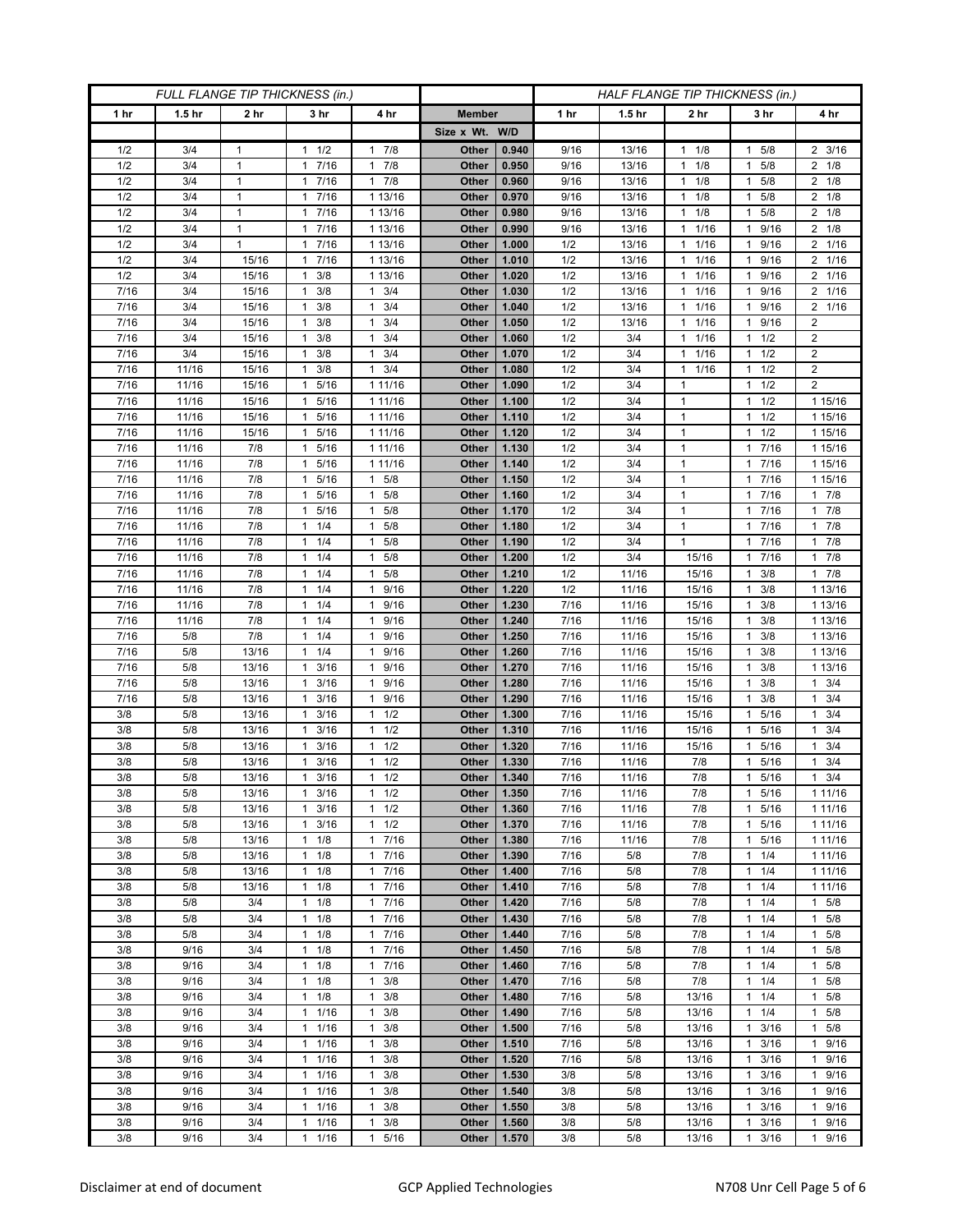| FULL FLANGE TIP THICKNESS (in.) | | | | | | | HALF FLANGE TIP THICKNESS (in.) | | | | |
|---|---|---|---|---|---|---|---|---|---|---|---|
| 1 hr | 1.5 hr | 2 hr | 3 hr | 4 hr | Member | | 1 hr | 1.5 hr | 2 hr | 3 hr | 4 hr |
| | | | | | Size x Wt. | W/D | | | | | |
| 1/2 | 3/4 | 1 | 1 1/2 | 1 7/8 | Other | 0.940 | 9/16 | 13/16 | 1 1/8 | 1 5/8 | 2 3/16 |
| 1/2 | 3/4 | 1 | 1 7/16 | 1 7/8 | Other | 0.950 | 9/16 | 13/16 | 1 1/8 | 1 5/8 | 2 1/8 |
| 1/2 | 3/4 | 1 | 1 7/16 | 1 7/8 | Other | 0.960 | 9/16 | 13/16 | 1 1/8 | 1 5/8 | 2 1/8 |
| 1/2 | 3/4 | 1 | 1 7/16 | 1 13/16 | Other | 0.970 | 9/16 | 13/16 | 1 1/8 | 1 5/8 | 2 1/8 |
| 1/2 | 3/4 | 1 | 1 7/16 | 1 13/16 | Other | 0.980 | 9/16 | 13/16 | 1 1/8 | 1 5/8 | 2 1/8 |
| 1/2 | 3/4 | 1 | 1 7/16 | 1 13/16 | Other | 0.990 | 9/16 | 13/16 | 1 1/16 | 1 9/16 | 2 1/8 |
| 1/2 | 3/4 | 1 | 1 7/16 | 1 13/16 | Other | 1.000 | 1/2 | 13/16 | 1 1/16 | 1 9/16 | 2 1/16 |
| 1/2 | 3/4 | 15/16 | 1 7/16 | 1 13/16 | Other | 1.010 | 1/2 | 13/16 | 1 1/16 | 1 9/16 | 2 1/16 |
| 1/2 | 3/4 | 15/16 | 1 3/8 | 1 13/16 | Other | 1.020 | 1/2 | 13/16 | 1 1/16 | 1 9/16 | 2 1/16 |
| 7/16 | 3/4 | 15/16 | 1 3/8 | 1 3/4 | Other | 1.030 | 1/2 | 13/16 | 1 1/16 | 1 9/16 | 2 1/16 |
| 7/16 | 3/4 | 15/16 | 1 3/8 | 1 3/4 | Other | 1.040 | 1/2 | 13/16 | 1 1/16 | 1 9/16 | 2 1/16 |
| 7/16 | 3/4 | 15/16 | 1 3/8 | 1 3/4 | Other | 1.050 | 1/2 | 13/16 | 1 1/16 | 1 9/16 | 2 |
| 7/16 | 3/4 | 15/16 | 1 3/8 | 1 3/4 | Other | 1.060 | 1/2 | 3/4 | 1 1/16 | 1 1/2 | 2 |
| 7/16 | 3/4 | 15/16 | 1 3/8 | 1 3/4 | Other | 1.070 | 1/2 | 3/4 | 1 1/16 | 1 1/2 | 2 |
| 7/16 | 11/16 | 15/16 | 1 3/8 | 1 3/4 | Other | 1.080 | 1/2 | 3/4 | 1 1/16 | 1 1/2 | 2 |
| 7/16 | 11/16 | 15/16 | 1 5/16 | 1 11/16 | Other | 1.090 | 1/2 | 3/4 | 1 | 1 1/2 | 2 |
| 7/16 | 11/16 | 15/16 | 1 5/16 | 1 11/16 | Other | 1.100 | 1/2 | 3/4 | 1 | 1 1/2 | 1 15/16 |
| 7/16 | 11/16 | 15/16 | 1 5/16 | 1 11/16 | Other | 1.110 | 1/2 | 3/4 | 1 | 1 1/2 | 1 15/16 |
| 7/16 | 11/16 | 15/16 | 1 5/16 | 1 11/16 | Other | 1.120 | 1/2 | 3/4 | 1 | 1 1/2 | 1 15/16 |
| 7/16 | 11/16 | 7/8 | 1 5/16 | 1 11/16 | Other | 1.130 | 1/2 | 3/4 | 1 | 1 7/16 | 1 15/16 |
| 7/16 | 11/16 | 7/8 | 1 5/16 | 1 11/16 | Other | 1.140 | 1/2 | 3/4 | 1 | 1 7/16 | 1 15/16 |
| 7/16 | 11/16 | 7/8 | 1 5/16 | 1 5/8 | Other | 1.150 | 1/2 | 3/4 | 1 | 1 7/16 | 1 15/16 |
| 7/16 | 11/16 | 7/8 | 1 5/16 | 1 5/8 | Other | 1.160 | 1/2 | 3/4 | 1 | 1 7/16 | 1 7/8 |
| 7/16 | 11/16 | 7/8 | 1 5/16 | 1 5/8 | Other | 1.170 | 1/2 | 3/4 | 1 | 1 7/16 | 1 7/8 |
| 7/16 | 11/16 | 7/8 | 1 1/4 | 1 5/8 | Other | 1.180 | 1/2 | 3/4 | 1 | 1 7/16 | 1 7/8 |
| 7/16 | 11/16 | 7/8 | 1 1/4 | 1 5/8 | Other | 1.190 | 1/2 | 3/4 | 1 | 1 7/16 | 1 7/8 |
| 7/16 | 11/16 | 7/8 | 1 1/4 | 1 5/8 | Other | 1.200 | 1/2 | 3/4 | 15/16 | 1 7/16 | 1 7/8 |
| 7/16 | 11/16 | 7/8 | 1 1/4 | 1 5/8 | Other | 1.210 | 1/2 | 11/16 | 15/16 | 1 3/8 | 1 7/8 |
| 7/16 | 11/16 | 7/8 | 1 1/4 | 1 9/16 | Other | 1.220 | 1/2 | 11/16 | 15/16 | 1 3/8 | 1 13/16 |
| 7/16 | 11/16 | 7/8 | 1 1/4 | 1 9/16 | Other | 1.230 | 7/16 | 11/16 | 15/16 | 1 3/8 | 1 13/16 |
| 7/16 | 11/16 | 7/8 | 1 1/4 | 1 9/16 | Other | 1.240 | 7/16 | 11/16 | 15/16 | 1 3/8 | 1 13/16 |
| 7/16 | 5/8 | 7/8 | 1 1/4 | 1 9/16 | Other | 1.250 | 7/16 | 11/16 | 15/16 | 1 3/8 | 1 13/16 |
| 7/16 | 5/8 | 13/16 | 1 1/4 | 1 9/16 | Other | 1.260 | 7/16 | 11/16 | 15/16 | 1 3/8 | 1 13/16 |
| 7/16 | 5/8 | 13/16 | 1 3/16 | 1 9/16 | Other | 1.270 | 7/16 | 11/16 | 15/16 | 1 3/8 | 1 13/16 |
| 7/16 | 5/8 | 13/16 | 1 3/16 | 1 9/16 | Other | 1.280 | 7/16 | 11/16 | 15/16 | 1 3/8 | 1 3/4 |
| 7/16 | 5/8 | 13/16 | 1 3/16 | 1 9/16 | Other | 1.290 | 7/16 | 11/16 | 15/16 | 1 3/8 | 1 3/4 |
| 3/8 | 5/8 | 13/16 | 1 3/16 | 1 1/2 | Other | 1.300 | 7/16 | 11/16 | 15/16 | 1 5/16 | 1 3/4 |
| 3/8 | 5/8 | 13/16 | 1 3/16 | 1 1/2 | Other | 1.310 | 7/16 | 11/16 | 15/16 | 1 5/16 | 1 3/4 |
| 3/8 | 5/8 | 13/16 | 1 3/16 | 1 1/2 | Other | 1.320 | 7/16 | 11/16 | 15/16 | 1 5/16 | 1 3/4 |
| 3/8 | 5/8 | 13/16 | 1 3/16 | 1 1/2 | Other | 1.330 | 7/16 | 11/16 | 7/8 | 1 5/16 | 1 3/4 |
| 3/8 | 5/8 | 13/16 | 1 3/16 | 1 1/2 | Other | 1.340 | 7/16 | 11/16 | 7/8 | 1 5/16 | 1 3/4 |
| 3/8 | 5/8 | 13/16 | 1 3/16 | 1 1/2 | Other | 1.350 | 7/16 | 11/16 | 7/8 | 1 5/16 | 1 11/16 |
| 3/8 | 5/8 | 13/16 | 1 3/16 | 1 1/2 | Other | 1.360 | 7/16 | 11/16 | 7/8 | 1 5/16 | 1 11/16 |
| 3/8 | 5/8 | 13/16 | 1 3/16 | 1 1/2 | Other | 1.370 | 7/16 | 11/16 | 7/8 | 1 5/16 | 1 11/16 |
| 3/8 | 5/8 | 13/16 | 1 1/8 | 1 7/16 | Other | 1.380 | 7/16 | 11/16 | 7/8 | 1 5/16 | 1 11/16 |
| 3/8 | 5/8 | 13/16 | 1 1/8 | 1 7/16 | Other | 1.390 | 7/16 | 5/8 | 7/8 | 1 1/4 | 1 11/16 |
| 3/8 | 5/8 | 13/16 | 1 1/8 | 1 7/16 | Other | 1.400 | 7/16 | 5/8 | 7/8 | 1 1/4 | 1 11/16 |
| 3/8 | 5/8 | 13/16 | 1 1/8 | 1 7/16 | Other | 1.410 | 7/16 | 5/8 | 7/8 | 1 1/4 | 1 11/16 |
| 3/8 | 5/8 | 3/4 | 1 1/8 | 1 7/16 | Other | 1.420 | 7/16 | 5/8 | 7/8 | 1 1/4 | 1 5/8 |
| 3/8 | 5/8 | 3/4 | 1 1/8 | 1 7/16 | Other | 1.430 | 7/16 | 5/8 | 7/8 | 1 1/4 | 1 5/8 |
| 3/8 | 5/8 | 3/4 | 1 1/8 | 1 7/16 | Other | 1.440 | 7/16 | 5/8 | 7/8 | 1 1/4 | 1 5/8 |
| 3/8 | 9/16 | 3/4 | 1 1/8 | 1 7/16 | Other | 1.450 | 7/16 | 5/8 | 7/8 | 1 1/4 | 1 5/8 |
| 3/8 | 9/16 | 3/4 | 1 1/8 | 1 7/16 | Other | 1.460 | 7/16 | 5/8 | 7/8 | 1 1/4 | 1 5/8 |
| 3/8 | 9/16 | 3/4 | 1 1/8 | 1 3/8 | Other | 1.470 | 7/16 | 5/8 | 7/8 | 1 1/4 | 1 5/8 |
| 3/8 | 9/16 | 3/4 | 1 1/8 | 1 3/8 | Other | 1.480 | 7/16 | 5/8 | 13/16 | 1 1/4 | 1 5/8 |
| 3/8 | 9/16 | 3/4 | 1 1/16 | 1 3/8 | Other | 1.490 | 7/16 | 5/8 | 13/16 | 1 1/4 | 1 5/8 |
| 3/8 | 9/16 | 3/4 | 1 1/16 | 1 3/8 | Other | 1.500 | 7/16 | 5/8 | 13/16 | 1 3/16 | 1 5/8 |
| 3/8 | 9/16 | 3/4 | 1 1/16 | 1 3/8 | Other | 1.510 | 7/16 | 5/8 | 13/16 | 1 3/16 | 1 9/16 |
| 3/8 | 9/16 | 3/4 | 1 1/16 | 1 3/8 | Other | 1.520 | 7/16 | 5/8 | 13/16 | 1 3/16 | 1 9/16 |
| 3/8 | 9/16 | 3/4 | 1 1/16 | 1 3/8 | Other | 1.530 | 3/8 | 5/8 | 13/16 | 1 3/16 | 1 9/16 |
| 3/8 | 9/16 | 3/4 | 1 1/16 | 1 3/8 | Other | 1.540 | 3/8 | 5/8 | 13/16 | 1 3/16 | 1 9/16 |
| 3/8 | 9/16 | 3/4 | 1 1/16 | 1 3/8 | Other | 1.550 | 3/8 | 5/8 | 13/16 | 1 3/16 | 1 9/16 |
| 3/8 | 9/16 | 3/4 | 1 1/16 | 1 3/8 | Other | 1.560 | 3/8 | 5/8 | 13/16 | 1 3/16 | 1 9/16 |
| 3/8 | 9/16 | 3/4 | 1 1/16 | 1 5/16 | Other | 1.570 | 3/8 | 5/8 | 13/16 | 1 3/16 | 1 9/16 |

Disclaimer at end of document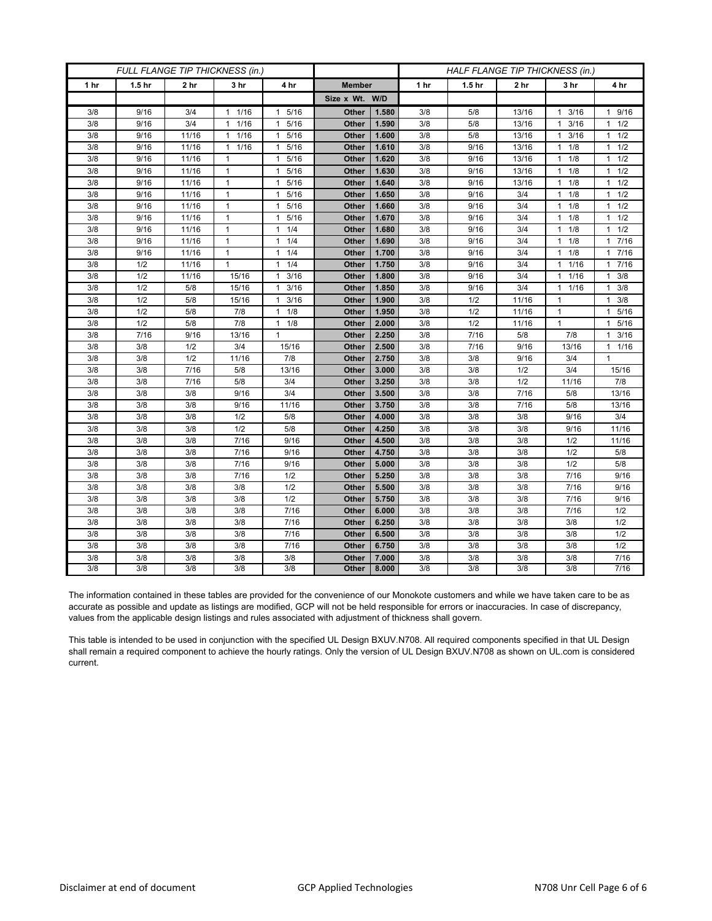| FULL FLANGE TIP THICKNESS (in.) | | | | | | | HALF FLANGE TIP THICKNESS (in.) | | | | |
|---|---|---|---|---|---|---|---|---|---|---|---|
| 1 hr | 1.5 hr | 2 hr | 3 hr | 4 hr | Member | | 1 hr | 1.5 hr | 2 hr | 3 hr | 4 hr |
| | | | | | Size x Wt. | W/D | | | | | |
| 3/8 | 9/16 | 3/4 | 1 1/16 | 1 5/16 | Other | 1.580 | 3/8 | 5/8 | 13/16 | 1 3/16 | 1 9/16 |
| 3/8 | 9/16 | 3/4 | 1 1/16 | 1 5/16 | Other | 1.590 | 3/8 | 5/8 | 13/16 | 1 3/16 | 1 1/2 |
| 3/8 | 9/16 | 11/16 | 1 1/16 | 1 5/16 | Other | 1.600 | 3/8 | 5/8 | 13/16 | 1 3/16 | 1 1/2 |
| 3/8 | 9/16 | 11/16 | 1 1/16 | 1 5/16 | Other | 1.610 | 3/8 | 9/16 | 13/16 | 1 1/8 | 1 1/2 |
| 3/8 | 9/16 | 11/16 | 1 | 1 5/16 | Other | 1.620 | 3/8 | 9/16 | 13/16 | 1 1/8 | 1 1/2 |
| 3/8 | 9/16 | 11/16 | 1 | 1 5/16 | Other | 1.630 | 3/8 | 9/16 | 13/16 | 1 1/8 | 1 1/2 |
| 3/8 | 9/16 | 11/16 | 1 | 1 5/16 | Other | 1.640 | 3/8 | 9/16 | 13/16 | 1 1/8 | 1 1/2 |
| 3/8 | 9/16 | 11/16 | 1 | 1 5/16 | Other | 1.650 | 3/8 | 9/16 | 3/4 | 1 1/8 | 1 1/2 |
| 3/8 | 9/16 | 11/16 | 1 | 1 5/16 | Other | 1.660 | 3/8 | 9/16 | 3/4 | 1 1/8 | 1 1/2 |
| 3/8 | 9/16 | 11/16 | 1 | 1 5/16 | Other | 1.670 | 3/8 | 9/16 | 3/4 | 1 1/8 | 1 1/2 |
| 3/8 | 9/16 | 11/16 | 1 | 1 1/4 | Other | 1.680 | 3/8 | 9/16 | 3/4 | 1 1/8 | 1 1/2 |
| 3/8 | 9/16 | 11/16 | 1 | 1 1/4 | Other | 1.690 | 3/8 | 9/16 | 3/4 | 1 1/8 | 1 7/16 |
| 3/8 | 9/16 | 11/16 | 1 | 1 1/4 | Other | 1.700 | 3/8 | 9/16 | 3/4 | 1 1/8 | 1 7/16 |
| 3/8 | 1/2 | 11/16 | 1 | 1 1/4 | Other | 1.750 | 3/8 | 9/16 | 3/4 | 1 1/16 | 1 7/16 |
| 3/8 | 1/2 | 11/16 | 15/16 | 1 3/16 | Other | 1.800 | 3/8 | 9/16 | 3/4 | 1 1/16 | 1 3/8 |
| 3/8 | 1/2 | 5/8 | 15/16 | 1 3/16 | Other | 1.850 | 3/8 | 9/16 | 3/4 | 1 1/16 | 1 3/8 |
| 3/8 | 1/2 | 5/8 | 15/16 | 1 3/16 | Other | 1.900 | 3/8 | 1/2 | 11/16 | 1 | 1 3/8 |
| 3/8 | 1/2 | 5/8 | 7/8 | 1 1/8 | Other | 1.950 | 3/8 | 1/2 | 11/16 | 1 | 1 5/16 |
| 3/8 | 1/2 | 5/8 | 7/8 | 1 1/8 | Other | 2.000 | 3/8 | 1/2 | 11/16 | 1 | 1 5/16 |
| 3/8 | 7/16 | 9/16 | 13/16 | 1 | Other | 2.250 | 3/8 | 7/16 | 5/8 | 7/8 | 1 3/16 |
| 3/8 | 3/8 | 1/2 | 3/4 | 15/16 | Other | 2.500 | 3/8 | 7/16 | 9/16 | 13/16 | 1 1/16 |
| 3/8 | 3/8 | 1/2 | 11/16 | 7/8 | Other | 2.750 | 3/8 | 3/8 | 9/16 | 3/4 | 1 |
| 3/8 | 3/8 | 7/16 | 5/8 | 13/16 | Other | 3.000 | 3/8 | 3/8 | 1/2 | 3/4 | 15/16 |
| 3/8 | 3/8 | 7/16 | 5/8 | 3/4 | Other | 3.250 | 3/8 | 3/8 | 1/2 | 11/16 | 7/8 |
| 3/8 | 3/8 | 3/8 | 9/16 | 3/4 | Other | 3.500 | 3/8 | 3/8 | 7/16 | 5/8 | 13/16 |
| 3/8 | 3/8 | 3/8 | 9/16 | 11/16 | Other | 3.750 | 3/8 | 3/8 | 7/16 | 5/8 | 13/16 |
| 3/8 | 3/8 | 3/8 | 1/2 | 5/8 | Other | 4.000 | 3/8 | 3/8 | 3/8 | 9/16 | 3/4 |
| 3/8 | 3/8 | 3/8 | 1/2 | 5/8 | Other | 4.250 | 3/8 | 3/8 | 3/8 | 9/16 | 11/16 |
| 3/8 | 3/8 | 3/8 | 7/16 | 9/16 | Other | 4.500 | 3/8 | 3/8 | 3/8 | 1/2 | 11/16 |
| 3/8 | 3/8 | 3/8 | 7/16 | 9/16 | Other | 4.750 | 3/8 | 3/8 | 3/8 | 1/2 | 5/8 |
| 3/8 | 3/8 | 3/8 | 7/16 | 9/16 | Other | 5.000 | 3/8 | 3/8 | 3/8 | 1/2 | 5/8 |
| 3/8 | 3/8 | 3/8 | 7/16 | 1/2 | Other | 5.250 | 3/8 | 3/8 | 3/8 | 7/16 | 9/16 |
| 3/8 | 3/8 | 3/8 | 3/8 | 1/2 | Other | 5.500 | 3/8 | 3/8 | 3/8 | 7/16 | 9/16 |
| 3/8 | 3/8 | 3/8 | 3/8 | 1/2 | Other | 5.750 | 3/8 | 3/8 | 3/8 | 7/16 | 9/16 |
| 3/8 | 3/8 | 3/8 | 3/8 | 7/16 | Other | 6.000 | 3/8 | 3/8 | 3/8 | 7/16 | 1/2 |
| 3/8 | 3/8 | 3/8 | 3/8 | 7/16 | Other | 6.250 | 3/8 | 3/8 | 3/8 | 3/8 | 1/2 |
| 3/8 | 3/8 | 3/8 | 3/8 | 7/16 | Other | 6.500 | 3/8 | 3/8 | 3/8 | 3/8 | 1/2 |
| 3/8 | 3/8 | 3/8 | 3/8 | 7/16 | Other | 6.750 | 3/8 | 3/8 | 3/8 | 3/8 | 1/2 |
| 3/8 | 3/8 | 3/8 | 3/8 | 3/8 | Other | 7.000 | 3/8 | 3/8 | 3/8 | 3/8 | 7/16 |
| 3/8 | 3/8 | 3/8 | 3/8 | 3/8 | Other | 8.000 | 3/8 | 3/8 | 3/8 | 3/8 | 7/16 |

The information contained in these tables are provided for the convenience of our Monokote customers and while we have taken care to be as accurate as possible and update as listings are modified, GCP will not be held responsible for errors or inaccuracies. In case of discrepancy, values from the applicable design listings and rules associated with adjustment of thickness shall govern.

This table is intended to be used in conjunction with the specified UL Design BXUV.N708. All required components specified in that UL Design shall remain a required component to achieve the hourly ratings. Only the version of UL Design BXUV.N708 as shown on UL.com is considered current.